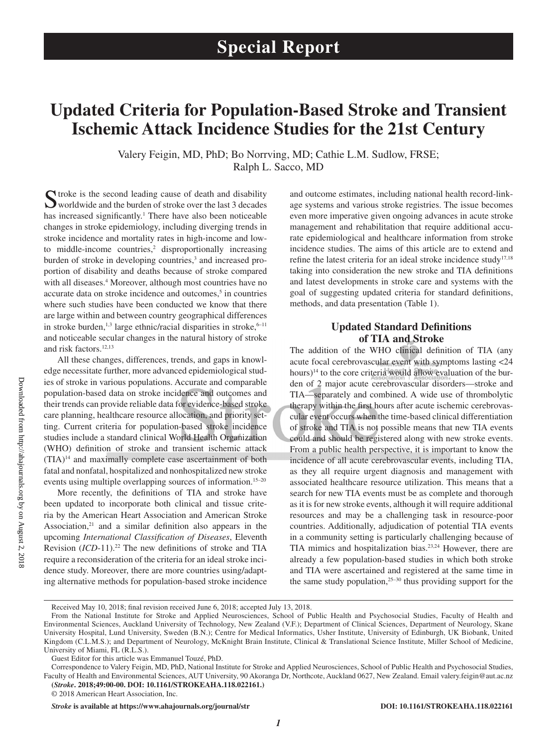# Special Report

## Updated Criteria for Population-Based Stroke and Transient Ischemic Attack Incidence Studies for the 21st Century

Valery Feigin, MD, PhD; Bo Norrving, MD; Cathie L.M. Sudlow, FRSE; Ralph L. Sacco, MD

Stroke is the second leading cause of death and disability worldwide and the burden of stroke over the last 3 decades has increased significantly.[1] There have also been noticeable changes in stroke epidemiology, including diverging trends in stroke incidence and mortality rates in high-income and low- to middle-income countries,[2] disproportionally increasing burden of stroke in developing countries,[3] and increased proportion of disability and deaths because of stroke compared with all diseases.[4] Moreover, although most countries have no accurate data on stroke incidence and outcomes,[5] in countries where such studies have been conducted we know that there are large within and between country geographical differences in stroke burden,[1,3] large ethnic/racial disparities in stroke,[6–11] and noticeable secular changes in the natural history of stroke and risk factors.[12,13]

All these changes, differences, trends, and gaps in knowledge necessitate further, more advanced epidemiological studies of stroke in various populations. Accurate and comparable population-based data on stroke incidence and outcomes and their trends can provide reliable data for evidence-based stroke care planning, healthcare resource allocation, and priority setting. Current criteria for population-based stroke incidence studies include a standard clinical World Health Organization (WHO) definition of stroke and transient ischemic attack (TIA)[14] and maximally complete case ascertainment of both fatal and nonfatal, hospitalized and nonhospitalized new stroke events using multiple overlapping sources of information.[15–20]

More recently, the definitions of TIA and stroke have been updated to incorporate both clinical and tissue criteria by the American Heart Association and American Stroke Association,[21] and a similar definition also appears in the upcoming *International Classification of Diseases*, Eleventh Revision (*ICD*-11).[22] The new definitions of stroke and TIA require a reconsideration of the criteria for an ideal stroke incidence study. Moreover, there are more countries using/adapting alternative methods for population-based stroke incidence and outcome estimates, including national health record-linkage systems and various stroke registries. The issue becomes even more imperative given ongoing advances in acute stroke management and rehabilitation that require additional accurate epidemiological and healthcare information from stroke incidence studies. The aims of this article are to extend and refine the latest criteria for an ideal stroke incidence study[17,18] taking into consideration the new stroke and TIA definitions and latest developments in stroke care and systems with the goal of suggesting updated criteria for standard definitions, methods, and data presentation (Table 1).

### Updated Standard Definitions of TIA and Stroke

The addition of the WHO clinical definition of TIA (any acute focal cerebrovascular event with symptoms lasting <24 hours)[14] to the core criteria would allow evaluation of the burden of 2 major acute cerebrovascular disorders—stroke and TIA—separately and combined. A wide use of thrombolytic therapy within the first hours after acute ischemic cerebrovascular event occurs when the time-based clinical differentiation of stroke and TIA is not possible means that new TIA events could and should be registered along with new stroke events. From a public health perspective, it is important to know the incidence of all acute cerebrovascular events, including TIA, as they all require urgent diagnosis and management with associated healthcare resource utilization. This means that a search for new TIA events must be as complete and thorough as it is for new stroke events, although it will require additional resources and may be a challenging task in resource-poor countries. Additionally, adjudication of potential TIA events in a community setting is particularly challenging because of TIA mimics and hospitalization bias.[23,24] However, there are already a few population-based studies in which both stroke and TIA were ascertained and registered at the same time in the same study population,[25–30] thus providing support for the

---

Received May 10, 2018; final revision received June 6, 2018; accepted July 13, 2018.

From the National Institute for Stroke and Applied Neurosciences, School of Public Health and Psychosocial Studies, Faculty of Health and Environmental Sciences, Auckland University of Technology, New Zealand (V.F.); Department of Clinical Sciences, Department of Neurology, Skane University Hospital, Lund University, Sweden (B.N.); Centre for Medical Informatics, Usher Institute, University of Edinburgh, UK Biobank, United Kingdom (C.L.M.S.); and Department of Neurology, McKnight Brain Institute, Clinical & Translational Science Institute, Miller School of Medicine, University of Miami, FL (R.L.S.).

Guest Editor for this article was Emmanuel Touzé, PhD.

Correspondence to Valery Feigin, MD, PhD, National Institute for Stroke and Applied Neurosciences, School of Public Health and Psychosocial Studies, Faculty of Health and Environmental Sciences, AUT University, 90 Akoranga Dr, Northcote, Auckland 0627, New Zealand. Email valery.feigin@aut.ac.nz

**(*Stroke*. 2018;49:00-00. DOI: 10.1161/STROKEAHA.118.022161.)**

© 2018 American Heart Association, Inc.

***Stroke* is available at https://www.ahajournals.org/journal/str** **DOI: 10.1161/STROKEAHA.118.022161**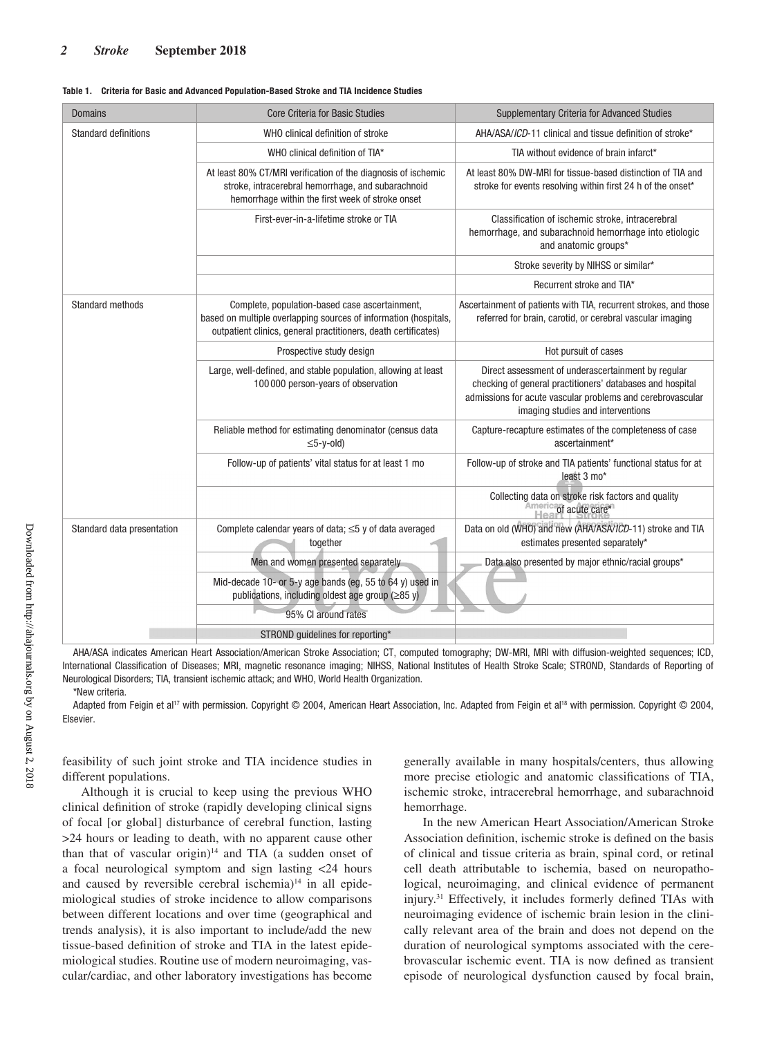**Table 1. Criteria for Basic and Advanced Population-Based Stroke and TIA Incidence Studies**

| Domains | Core Criteria for Basic Studies | Supplementary Criteria for Advanced Studies |
|---|---|---|
| Standard definitions | WHO clinical definition of stroke | AHA/ASA/*ICD*-11 clinical and tissue definition of stroke* |
| | WHO clinical definition of TIA* | TIA without evidence of brain infarct* |
| | At least 80% CT/MRI verification of the diagnosis of ischemic stroke, intracerebral hemorrhage, and subarachnoid hemorrhage within the first week of stroke onset | At least 80% DW-MRI for tissue-based distinction of TIA and stroke for events resolving within first 24 h of the onset* |
| | First-ever-in-a-lifetime stroke or TIA | Classification of ischemic stroke, intracerebral hemorrhage, and subarachnoid hemorrhage into etiologic and anatomic groups* |
| | | Stroke severity by NIHSS or similar* |
| | | Recurrent stroke and TIA* |
| Standard methods | Complete, population-based case ascertainment, based on multiple overlapping sources of information (hospitals, outpatient clinics, general practitioners, death certificates) | Ascertainment of patients with TIA, recurrent strokes, and those referred for brain, carotid, or cerebral vascular imaging |
| | Prospective study design | Hot pursuit of cases |
| | Large, well-defined, and stable population, allowing at least 100 000 person-years of observation | Direct assessment of underascertainment by regular checking of general practitioners' databases and hospital admissions for acute vascular problems and cerebrovascular imaging studies and interventions |
| | Reliable method for estimating denominator (census data ≤5-y-old) | Capture-recapture estimates of the completeness of case ascertainment* |
| | Follow-up of patients' vital status for at least 1 mo | Follow-up of stroke and TIA patients' functional status for at least 3 mo* |
| | | Collecting data on stroke risk factors and quality of acute care* |
| Standard data presentation | Complete calendar years of data; ≤5 y of data averaged together | Data on old (WHO) and new (AHA/ASA/*ICD*-11) stroke and TIA estimates presented separately* |
| | Men and women presented separately | Data also presented by major ethnic/racial groups* |
| | Mid-decade 10- or 5-y age bands (eg, 55 to 64 y) used in publications, including oldest age group (≥85 y) | |
| | 95% CI around rates | |
| | STROND guidelines for reporting* | |

AHA/ASA indicates American Heart Association/American Stroke Association; CT, computed tomography; DW-MRI, MRI with diffusion-weighted sequences; ICD, International Classification of Diseases; MRI, magnetic resonance imaging; NIHSS, National Institutes of Health Stroke Scale; STROND, Standards of Reporting of Neurological Disorders; TIA, transient ischemic attack; and WHO, World Health Organization.

*New criteria.

Adapted from Feigin et al[17] with permission. Copyright © 2004, American Heart Association, Inc. Adapted from Feigin et al[18] with permission. Copyright © 2004, Elsevier.

feasibility of such joint stroke and TIA incidence studies in different populations.

Although it is crucial to keep using the previous WHO clinical definition of stroke (rapidly developing clinical signs of focal [or global] disturbance of cerebral function, lasting >24 hours or leading to death, with no apparent cause other than that of vascular origin)[14] and TIA (a sudden onset of a focal neurological symptom and sign lasting <24 hours and caused by reversible cerebral ischemia)[14] in all epidemiological studies of stroke incidence to allow comparisons between different locations and over time (geographical and trends analysis), it is also important to include/add the new tissue-based definition of stroke and TIA in the latest epidemiological studies. Routine use of modern neuroimaging, vascular/cardiac, and other laboratory investigations has become generally available in many hospitals/centers, thus allowing more precise etiologic and anatomic classifications of TIA, ischemic stroke, intracerebral hemorrhage, and subarachnoid hemorrhage.

In the new American Heart Association/American Stroke Association definition, ischemic stroke is defined on the basis of clinical and tissue criteria as brain, spinal cord, or retinal cell death attributable to ischemia, based on neuropathological, neuroimaging, and clinical evidence of permanent injury.[31] Effectively, it includes formerly defined TIAs with neuroimaging evidence of ischemic brain lesion in the clinically relevant area of the brain and does not depend on the duration of neurological symptoms associated with the cerebrovascular ischemic event. TIA is now defined as transient episode of neurological dysfunction caused by focal brain,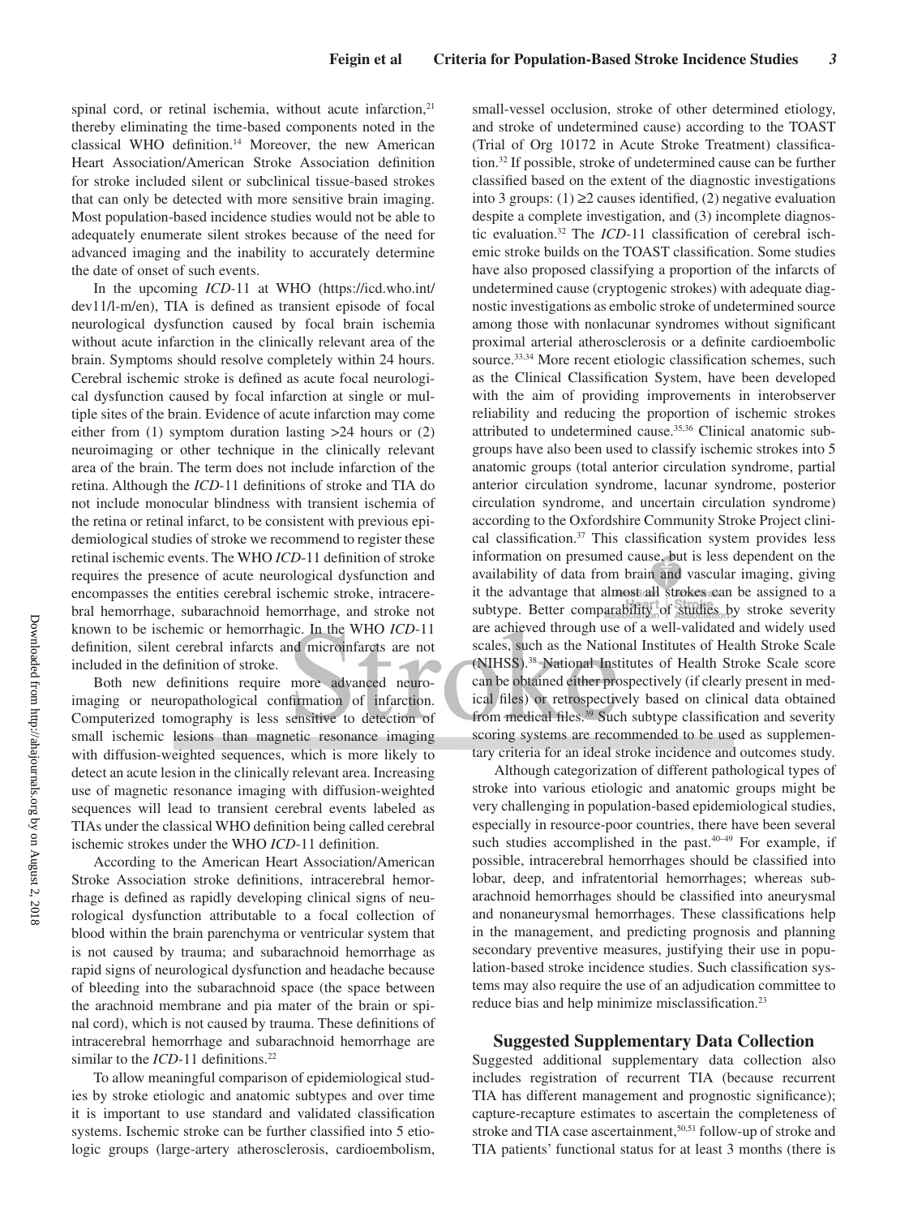spinal cord, or retinal ischemia, without acute infarction,[21] thereby eliminating the time-based components noted in the classical WHO definition.[14] Moreover, the new American Heart Association/American Stroke Association definition for stroke included silent or subclinical tissue-based strokes that can only be detected with more sensitive brain imaging. Most population-based incidence studies would not be able to adequately enumerate silent strokes because of the need for advanced imaging and the inability to accurately determine the date of onset of such events.

In the upcoming *ICD*-11 at WHO (https://icd.who.int/dev11/l-m/en), TIA is defined as transient episode of focal neurological dysfunction caused by focal brain ischemia without acute infarction in the clinically relevant area of the brain. Symptoms should resolve completely within 24 hours. Cerebral ischemic stroke is defined as acute focal neurological dysfunction caused by focal infarction at single or multiple sites of the brain. Evidence of acute infarction may come either from (1) symptom duration lasting >24 hours or (2) neuroimaging or other technique in the clinically relevant area of the brain. The term does not include infarction of the retina. Although the *ICD*-11 definitions of stroke and TIA do not include monocular blindness with transient ischemia of the retina or retinal infarct, to be consistent with previous epidemiological studies of stroke we recommend to register these retinal ischemic events. The WHO *ICD*-11 definition of stroke requires the presence of acute neurological dysfunction and encompasses the entities cerebral ischemic stroke, intracerebral hemorrhage, subarachnoid hemorrhage, and stroke not known to be ischemic or hemorrhagic. In the WHO *ICD*-11 definition, silent cerebral infarcts and microinfarcts are not included in the definition of stroke.

Both new definitions require more advanced neuroimaging or neuropathological confirmation of infarction. Computerized tomography is less sensitive to detection of small ischemic lesions than magnetic resonance imaging with diffusion-weighted sequences, which is more likely to detect an acute lesion in the clinically relevant area. Increasing use of magnetic resonance imaging with diffusion-weighted sequences will lead to transient cerebral events labeled as TIAs under the classical WHO definition being called cerebral ischemic strokes under the WHO *ICD*-11 definition.

According to the American Heart Association/American Stroke Association stroke definitions, intracerebral hemorrhage is defined as rapidly developing clinical signs of neurological dysfunction attributable to a focal collection of blood within the brain parenchyma or ventricular system that is not caused by trauma; and subarachnoid hemorrhage as rapid signs of neurological dysfunction and headache because of bleeding into the subarachnoid space (the space between the arachnoid membrane and pia mater of the brain or spinal cord), which is not caused by trauma. These definitions of intracerebral hemorrhage and subarachnoid hemorrhage are similar to the *ICD*-11 definitions.[22]

To allow meaningful comparison of epidemiological studies by stroke etiologic and anatomic subtypes and over time it is important to use standard and validated classification systems. Ischemic stroke can be further classified into 5 etiologic groups (large-artery atherosclerosis, cardioembolism, small-vessel occlusion, stroke of other determined etiology, and stroke of undetermined cause) according to the TOAST (Trial of Org 10172 in Acute Stroke Treatment) classification.[32] If possible, stroke of undetermined cause can be further classified based on the extent of the diagnostic investigations into 3 groups: (1) ≥2 causes identified, (2) negative evaluation despite a complete investigation, and (3) incomplete diagnostic evaluation.[32] The *ICD*-11 classification of cerebral ischemic stroke builds on the TOAST classification. Some studies have also proposed classifying a proportion of the infarcts of undetermined cause (cryptogenic strokes) with adequate diagnostic investigations as embolic stroke of undetermined source among those with nonlacunar syndromes without significant proximal arterial atherosclerosis or a definite cardioembolic source.[33,34] More recent etiologic classification schemes, such as the Clinical Classification System, have been developed with the aim of providing improvements in interobserver reliability and reducing the proportion of ischemic strokes attributed to undetermined cause.[35,36] Clinical anatomic subgroups have also been used to classify ischemic strokes into 5 anatomic groups (total anterior circulation syndrome, partial anterior circulation syndrome, lacunar syndrome, posterior circulation syndrome, and uncertain circulation syndrome) according to the Oxfordshire Community Stroke Project clinical classification.[37] This classification system provides less information on presumed cause, but is less dependent on the availability of data from brain and vascular imaging, giving it the advantage that almost all strokes can be assigned to a subtype. Better comparability of studies by stroke severity are achieved through use of a well-validated and widely used scales, such as the National Institutes of Health Stroke Scale (NIHSS).[38] National Institutes of Health Stroke Scale score can be obtained either prospectively (if clearly present in medical files) or retrospectively based on clinical data obtained from medical files.[39] Such subtype classification and severity scoring systems are recommended to be used as supplementary criteria for an ideal stroke incidence and outcomes study.

Although categorization of different pathological types of stroke into various etiologic and anatomic groups might be very challenging in population-based epidemiological studies, especially in resource-poor countries, there have been several such studies accomplished in the past.[40–49] For example, if possible, intracerebral hemorrhages should be classified into lobar, deep, and infratentorial hemorrhages; whereas subarachnoid hemorrhages should be classified into aneurysmal and nonaneurysmal hemorrhages. These classifications help in the management, and predicting prognosis and planning secondary preventive measures, justifying their use in population-based stroke incidence studies. Such classification systems may also require the use of an adjudication committee to reduce bias and help minimize misclassification.[23]

## Suggested Supplementary Data Collection

Suggested additional supplementary data collection also includes registration of recurrent TIA (because recurrent TIA has different management and prognostic significance); capture-recapture estimates to ascertain the completeness of stroke and TIA case ascertainment,[50,51] follow-up of stroke and TIA patients' functional status for at least 3 months (there is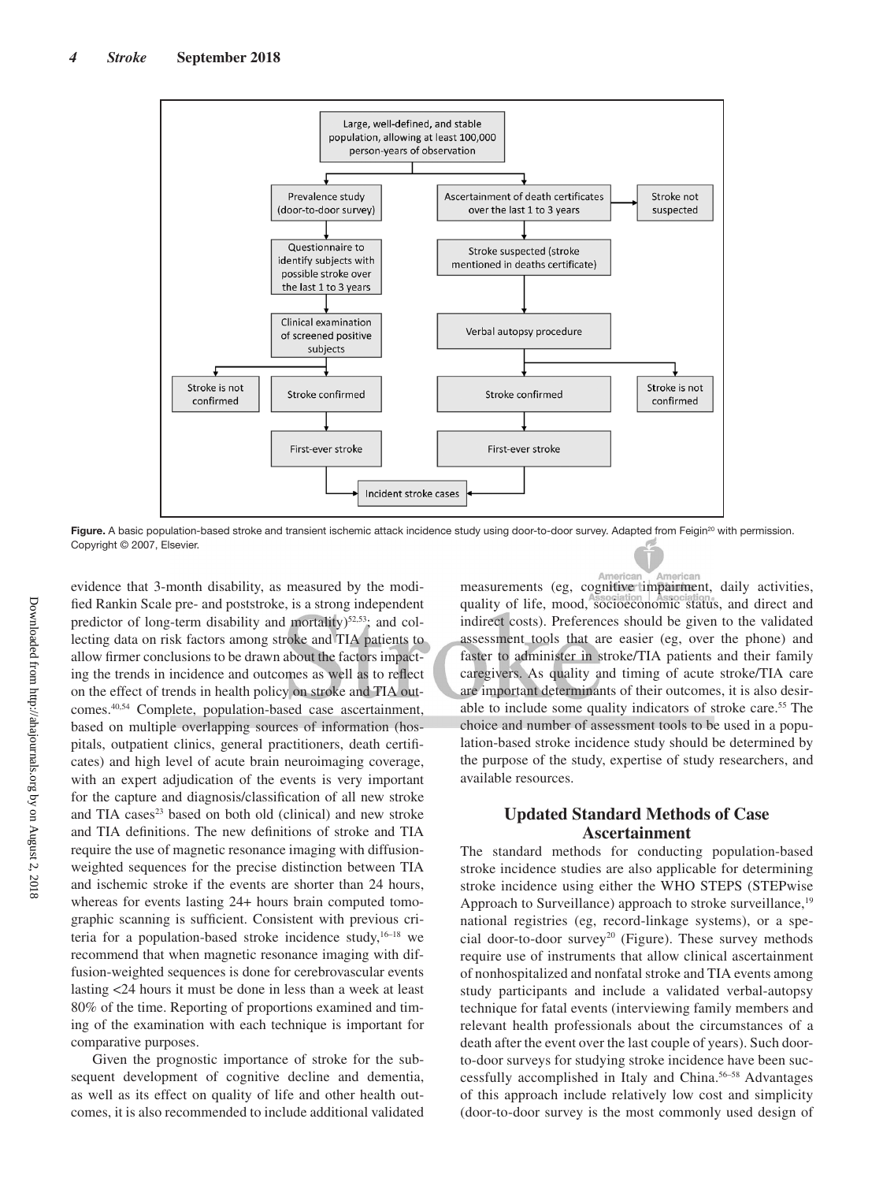Large, well-defined, and stable population, allowing at least 100,000 person-years of observation

Prevalence study (door-to-door survey)

Questionnaire to identify subjects with possible stroke over the last 1 to 3 years

Clinical examination of screened positive subjects

Stroke is not confirmed

Stroke confirmed

First-ever stroke

Ascertainment of death certificates over the last 1 to 3 years

Stroke not suspected

Stroke suspected (stroke mentioned in deaths certificate)

Verbal autopsy procedure

Stroke confirmed

Stroke is not confirmed

First-ever stroke

Incident stroke cases

**Figure.** A basic population-based stroke and transient ischemic attack incidence study using door-to-door survey. Adapted from Feigin[20] with permission. Copyright © 2007, Elsevier.

evidence that 3-month disability, as measured by the modified Rankin Scale pre- and poststroke, is a strong independent predictor of long-term disability and mortality)[52,53]; and collecting data on risk factors among stroke and TIA patients to allow firmer conclusions to be drawn about the factors impacting the trends in incidence and outcomes as well as to reflect on the effect of trends in health policy on stroke and TIA outcomes.[40,54] Complete, population-based case ascertainment, based on multiple overlapping sources of information (hospitals, outpatient clinics, general practitioners, death certificates) and high level of acute brain neuroimaging coverage, with an expert adjudication of the events is very important for the capture and diagnosis/classification of all new stroke and TIA cases[23] based on both old (clinical) and new stroke and TIA definitions. The new definitions of stroke and TIA require the use of magnetic resonance imaging with diffusion-weighted sequences for the precise distinction between TIA and ischemic stroke if the events are shorter than 24 hours, whereas for events lasting 24+ hours brain computed tomographic scanning is sufficient. Consistent with previous criteria for a population-based stroke incidence study,[16–18] we recommend that when magnetic resonance imaging with diffusion-weighted sequences is done for cerebrovascular events lasting <24 hours it must be done in less than a week at least 80% of the time. Reporting of proportions examined and timing of the examination with each technique is important for comparative purposes.

Given the prognostic importance of stroke for the subsequent development of cognitive decline and dementia, as well as its effect on quality of life and other health outcomes, it is also recommended to include additional validated measurements (eg, cognitive impairment, daily activities, quality of life, mood, socioeconomic status, and direct and indirect costs). Preferences should be given to the validated assessment tools that are easier (eg, over the phone) and faster to administer in stroke/TIA patients and their family caregivers. As quality and timing of acute stroke/TIA care are important determinants of their outcomes, it is also desirable to include some quality indicators of stroke care.[55] The choice and number of assessment tools to be used in a population-based stroke incidence study should be determined by the purpose of the study, expertise of study researchers, and available resources.

## Updated Standard Methods of Case Ascertainment

The standard methods for conducting population-based stroke incidence studies are also applicable for determining stroke incidence using either the WHO STEPS (STEPwise Approach to Surveillance) approach to stroke surveillance,[19] national registries (eg, record-linkage systems), or a special door-to-door survey[20] (Figure). These survey methods require use of instruments that allow clinical ascertainment of nonhospitalized and nonfatal stroke and TIA events among study participants and include a validated verbal-autopsy technique for fatal events (interviewing family members and relevant health professionals about the circumstances of a death after the event over the last couple of years). Such door-to-door surveys for studying stroke incidence have been successfully accomplished in Italy and China.[56–58] Advantages of this approach include relatively low cost and simplicity (door-to-door survey is the most commonly used design of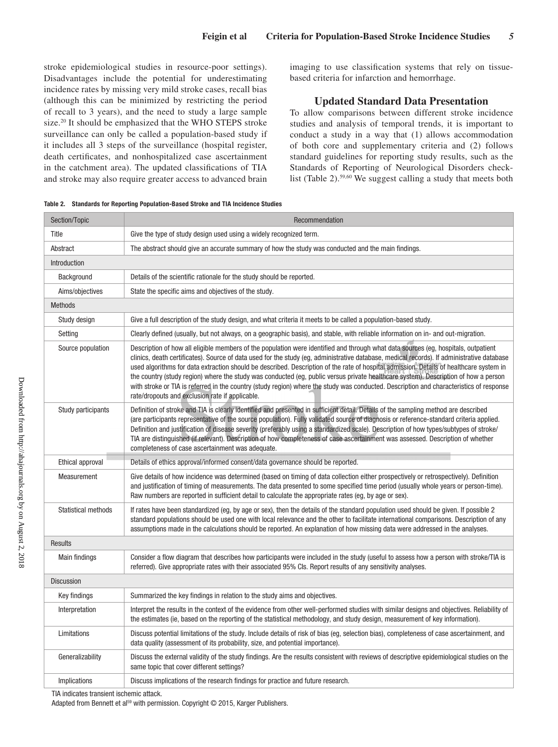stroke epidemiological studies in resource-poor settings). Disadvantages include the potential for underestimating incidence rates by missing very mild stroke cases, recall bias (although this can be minimized by restricting the period of recall to 3 years), and the need to study a large sample size.[20] It should be emphasized that the WHO STEPS stroke surveillance can only be called a population-based study if it includes all 3 steps of the surveillance (hospital register, death certificates, and nonhospitalized case ascertainment in the catchment area). The updated classifications of TIA and stroke may also require greater access to advanced brain imaging to use classification systems that rely on tissue-based criteria for infarction and hemorrhage.

## Updated Standard Data Presentation

To allow comparisons between different stroke incidence studies and analysis of temporal trends, it is important to conduct a study in a way that (1) allows accommodation of both core and supplementary criteria and (2) follows standard guidelines for reporting study results, such as the Standards of Reporting of Neurological Disorders checklist (Table 2).[59,60] We suggest calling a study that meets both

**Table 2. Standards for Reporting Population-Based Stroke and TIA Incidence Studies**

| Section/Topic | Recommendation |
|---|---|
| Title | Give the type of study design used using a widely recognized term. |
| Abstract | The abstract should give an accurate summary of how the study was conducted and the main findings. |
| Introduction | |
| Background | Details of the scientific rationale for the study should be reported. |
| Aims/objectives | State the specific aims and objectives of the study. |
| Methods | |
| Study design | Give a full description of the study design, and what criteria it meets to be called a population-based study. |
| Setting | Clearly defined (usually, but not always, on a geographic basis), and stable, with reliable information on in- and out-migration. |
| Source population | Description of how all eligible members of the population were identified and through what data sources (eg, hospitals, outpatient clinics, death certificates). Source of data used for the study (eg, administrative database, medical records). If administrative database used algorithms for data extraction should be described. Description of the rate of hospital admission. Details of healthcare system in the country (study region) where the study was conducted (eg, public versus private healthcare system). Description of how a person with stroke or TIA is referred in the country (study region) where the study was conducted. Description and characteristics of response rate/dropouts and exclusion rate if applicable. |
| Study participants | Definition of stroke and TIA is clearly identified and presented in sufficient detail. Details of the sampling method are described (are participants representative of the source population). Fully validated source of diagnosis or reference-standard criteria applied. Definition and justification of disease severity (preferably using a standardized scale). Description of how types/subtypes of stroke/TIA are distinguished (if relevant). Description of how completeness of case ascertainment was assessed. Description of whether completeness of case ascertainment was adequate. |
| Ethical approval | Details of ethics approval/informed consent/data governance should be reported. |
| Measurement | Give details of how incidence was determined (based on timing of data collection either prospectively or retrospectively). Definition and justification of timing of measurements. The data presented to some specified time period (usually whole years or person-time). Raw numbers are reported in sufficient detail to calculate the appropriate rates (eg, by age or sex). |
| Statistical methods | If rates have been standardized (eg, by age or sex), then the details of the standard population used should be given. If possible 2 standard populations should be used one with local relevance and the other to facilitate international comparisons. Description of any assumptions made in the calculations should be reported. An explanation of how missing data were addressed in the analyses. |
| Results | |
| Main findings | Consider a flow diagram that describes how participants were included in the study (useful to assess how a person with stroke/TIA is referred). Give appropriate rates with their associated 95% CIs. Report results of any sensitivity analyses. |
| Discussion | |
| Key findings | Summarized the key findings in relation to the study aims and objectives. |
| Interpretation | Interpret the results in the context of the evidence from other well-performed studies with similar designs and objectives. Reliability of the estimates (ie, based on the reporting of the statistical methodology, and study design, measurement of key information). |
| Limitations | Discuss potential limitations of the study. Include details of risk of bias (eg, selection bias), completeness of case ascertainment, and data quality (assessment of its probability, size, and potential importance). |
| Generalizability | Discuss the external validity of the study findings. Are the results consistent with reviews of descriptive epidemiological studies on the same topic that cover different settings? |
| Implications | Discuss implications of the research findings for practice and future research. |

TIA indicates transient ischemic attack.

Adapted from Bennett et al[59] with permission. Copyright © 2015, Karger Publishers.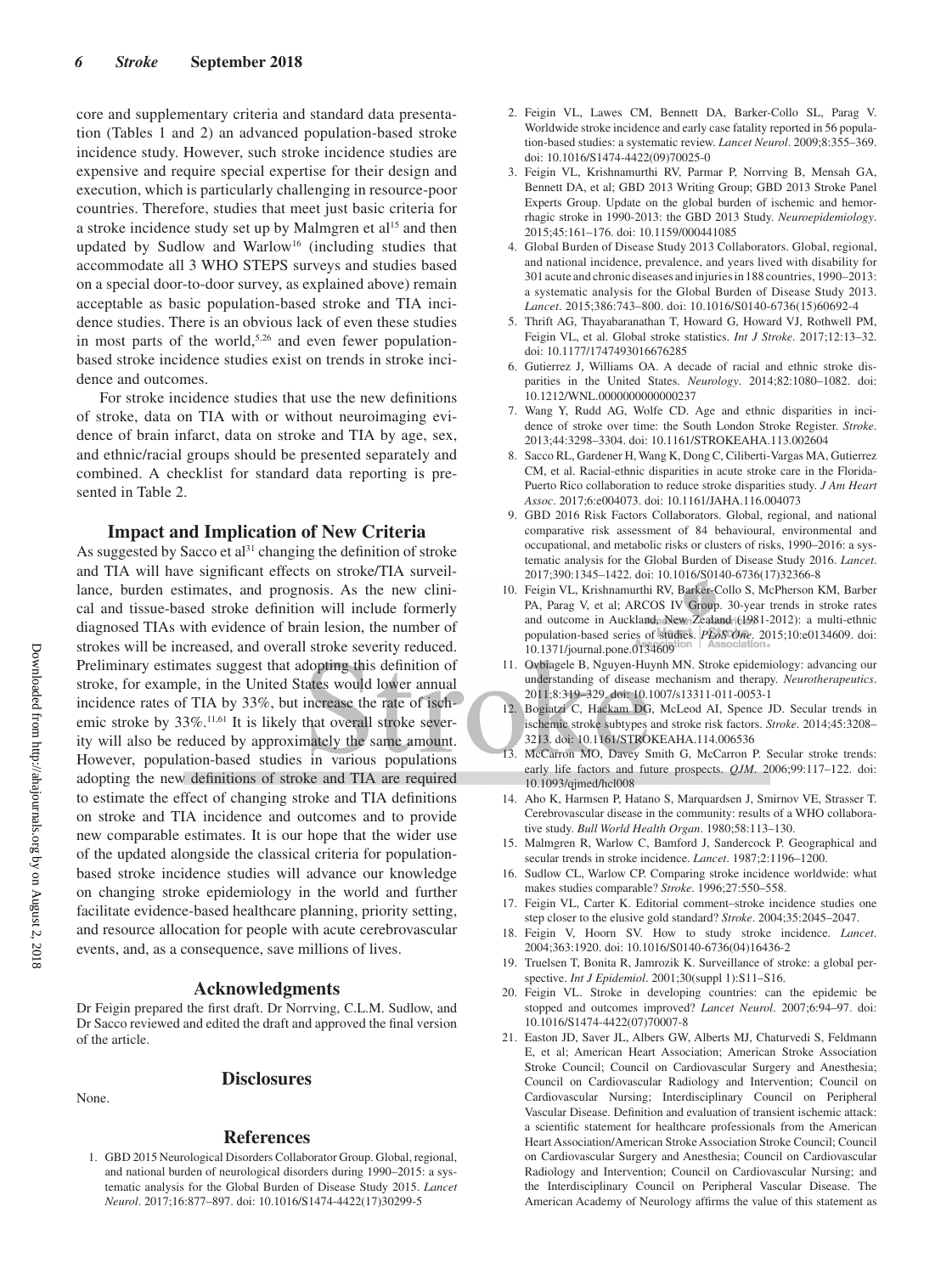core and supplementary criteria and standard data presentation (Tables 1 and 2) an advanced population-based stroke incidence study. However, such stroke incidence studies are expensive and require special expertise for their design and execution, which is particularly challenging in resource-poor countries. Therefore, studies that meet just basic criteria for a stroke incidence study set up by Malmgren et al[15] and then updated by Sudlow and Warlow[16] (including studies that accommodate all 3 WHO STEPS surveys and studies based on a special door-to-door survey, as explained above) remain acceptable as basic population-based stroke and TIA incidence studies. There is an obvious lack of even these studies in most parts of the world,[5,26] and even fewer population-based stroke incidence studies exist on trends in stroke incidence and outcomes.

For stroke incidence studies that use the new definitions of stroke, data on TIA with or without neuroimaging evidence of brain infarct, data on stroke and TIA by age, sex, and ethnic/racial groups should be presented separately and combined. A checklist for standard data reporting is presented in Table 2.

## Impact and Implication of New Criteria

As suggested by Sacco et al[31] changing the definition of stroke and TIA will have significant effects on stroke/TIA surveillance, burden estimates, and prognosis. As the new clinical and tissue-based stroke definition will include formerly diagnosed TIAs with evidence of brain lesion, the number of strokes will be increased, and overall stroke severity reduced. Preliminary estimates suggest that adopting this definition of stroke, for example, in the United States would lower annual incidence rates of TIA by 33%, but increase the rate of ischemic stroke by 33%.[11,61] It is likely that overall stroke severity will also be reduced by approximately the same amount. However, population-based studies in various populations adopting the new definitions of stroke and TIA are required to estimate the effect of changing stroke and TIA definitions on stroke and TIA incidence and outcomes and to provide new comparable estimates. It is our hope that the wider use of the updated alongside the classical criteria for population-based stroke incidence studies will advance our knowledge on changing stroke epidemiology in the world and further facilitate evidence-based healthcare planning, priority setting, and resource allocation for people with acute cerebrovascular events, and, as a consequence, save millions of lives.

## Acknowledgments

Dr Feigin prepared the first draft. Dr Norrving, C.L.M. Sudlow, and Dr Sacco reviewed and edited the draft and approved the final version of the article.

## Disclosures

None.

## References

1. GBD 2015 Neurological Disorders Collaborator Group. Global, regional, and national burden of neurological disorders during 1990–2015: a systematic analysis for the Global Burden of Disease Study 2015. *Lancet Neurol*. 2017;16:877–897. doi: 10.1016/S1474-4422(17)30299-5
2. Feigin VL, Lawes CM, Bennett DA, Barker-Collo SL, Parag V. Worldwide stroke incidence and early case fatality reported in 56 population-based studies: a systematic review. *Lancet Neurol*. 2009;8:355–369. doi: 10.1016/S1474-4422(09)70025-0
3. Feigin VL, Krishnamurthi RV, Parmar P, Norrving B, Mensah GA, Bennett DA, et al; GBD 2013 Writing Group; GBD 2013 Stroke Panel Experts Group. Update on the global burden of ischemic and hemorrhagic stroke in 1990-2013: the GBD 2013 Study. *Neuroepidemiology*. 2015;45:161–176. doi: 10.1159/000441085
4. Global Burden of Disease Study 2013 Collaborators. Global, regional, and national incidence, prevalence, and years lived with disability for 301 acute and chronic diseases and injuries in 188 countries, 1990–2013: a systematic analysis for the Global Burden of Disease Study 2013. *Lancet*. 2015;386:743–800. doi: 10.1016/S0140-6736(15)60692-4
5. Thrift AG, Thayabaranathan T, Howard G, Howard VJ, Rothwell PM, Feigin VL, et al. Global stroke statistics. *Int J Stroke*. 2017;12:13–32. doi: 10.1177/1747493016676285
6. Gutierrez J, Williams OA. A decade of racial and ethnic stroke disparities in the United States. *Neurology*. 2014;82:1080–1082. doi: 10.1212/WNL.0000000000000237
7. Wang Y, Rudd AG, Wolfe CD. Age and ethnic disparities in incidence of stroke over time: the South London Stroke Register. *Stroke*. 2013;44:3298–3304. doi: 10.1161/STROKEAHA.113.002604
8. Sacco RL, Gardener H, Wang K, Dong C, Ciliberti-Vargas MA, Gutierrez CM, et al. Racial-ethnic disparities in acute stroke care in the Florida-Puerto Rico collaboration to reduce stroke disparities study. *J Am Heart Assoc*. 2017;6:e004073. doi: 10.1161/JAHA.116.004073
9. GBD 2016 Risk Factors Collaborators. Global, regional, and national comparative risk assessment of 84 behavioural, environmental and occupational, and metabolic risks or clusters of risks, 1990–2016: a systematic analysis for the Global Burden of Disease Study 2016. *Lancet*. 2017;390:1345–1422. doi: 10.1016/S0140-6736(17)32366-8
10. Feigin VL, Krishnamurthi RV, Barker-Collo S, McPherson KM, Barber PA, Parag V, et al; ARCOS IV Group. 30-year trends in stroke rates and outcome in Auckland, New Zealand (1981-2012): a multi-ethnic population-based series of studies. *PLoS One*. 2015;10:e0134609. doi: 10.1371/journal.pone.0134609
11. Ovbiagele B, Nguyen-Huynh MN. Stroke epidemiology: advancing our understanding of disease mechanism and therapy. *Neurotherapeutics*. 2011;8:319–329. doi: 10.1007/s13311-011-0053-1
12. Bogiatzi C, Hackam DG, McLeod AI, Spence JD. Secular trends in ischemic stroke subtypes and stroke risk factors. *Stroke*. 2014;45:3208–3213. doi: 10.1161/STROKEAHA.114.006536
13. McCarron MO, Davey Smith G, McCarron P. Secular stroke trends: early life factors and future prospects. *QJM*. 2006;99:117–122. doi: 10.1093/qjmed/hcl008
14. Aho K, Harmsen P, Hatano S, Marquardsen J, Smirnov VE, Strasser T. Cerebrovascular disease in the community: results of a WHO collaborative study. *Bull World Health Organ*. 1980;58:113–130.
15. Malmgren R, Warlow C, Bamford J, Sandercock P. Geographical and secular trends in stroke incidence. *Lancet*. 1987;2:1196–1200.
16. Sudlow CL, Warlow CP. Comparing stroke incidence worldwide: what makes studies comparable? *Stroke*. 1996;27:550–558.
17. Feigin VL, Carter K. Editorial comment–stroke incidence studies one step closer to the elusive gold standard? *Stroke*. 2004;35:2045–2047.
18. Feigin V, Hoorn SV. How to study stroke incidence. *Lancet*. 2004;363:1920. doi: 10.1016/S0140-6736(04)16436-2
19. Truelsen T, Bonita R, Jamrozik K. Surveillance of stroke: a global perspective. *Int J Epidemiol*. 2001;30(suppl 1):S11–S16.
20. Feigin VL. Stroke in developing countries: can the epidemic be stopped and outcomes improved? *Lancet Neurol*. 2007;6:94–97. doi: 10.1016/S1474-4422(07)70007-8
21. Easton JD, Saver JL, Albers GW, Alberts MJ, Chaturvedi S, Feldmann E, et al; American Heart Association; American Stroke Association Stroke Council; Council on Cardiovascular Surgery and Anesthesia; Council on Cardiovascular Radiology and Intervention; Council on Cardiovascular Nursing; Interdisciplinary Council on Peripheral Vascular Disease. Definition and evaluation of transient ischemic attack: a scientific statement for healthcare professionals from the American Heart Association/American Stroke Association Stroke Council; Council on Cardiovascular Surgery and Anesthesia; Council on Cardiovascular Radiology and Intervention; Council on Cardiovascular Nursing; and the Interdisciplinary Council on Peripheral Vascular Disease. The American Academy of Neurology affirms the value of this statement as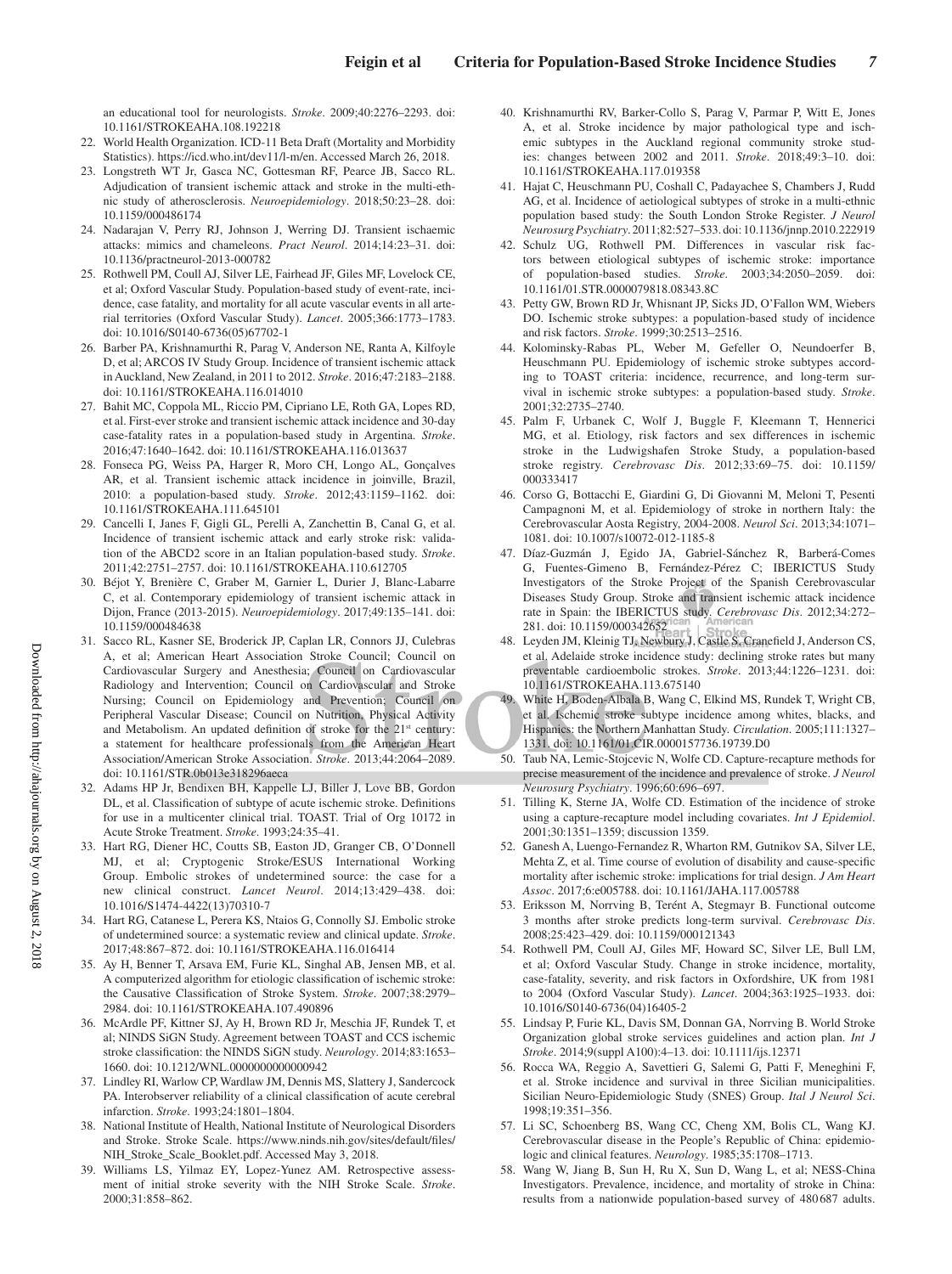an educational tool for neurologists. *Stroke*. 2009;40:2276–2293. doi: 10.1161/STROKEAHA.108.192218

22. World Health Organization. ICD-11 Beta Draft (Mortality and Morbidity Statistics). https://icd.who.int/dev11/l-m/en. Accessed March 26, 2018.
23. Longstreth WT Jr, Gasca NC, Gottesman RF, Pearce JB, Sacco RL. Adjudication of transient ischemic attack and stroke in the multi-ethnic study of atherosclerosis. *Neuroepidemiology*. 2018;50:23–28. doi: 10.1159/000486174
24. Nadarajan V, Perry RJ, Johnson J, Werring DJ. Transient ischaemic attacks: mimics and chameleons. *Pract Neurol*. 2014;14:23–31. doi: 10.1136/practneurol-2013-000782
25. Rothwell PM, Coull AJ, Silver LE, Fairhead JF, Giles MF, Lovelock CE, et al; Oxford Vascular Study. Population-based study of event-rate, incidence, case fatality, and mortality for all acute vascular events in all arterial territories (Oxford Vascular Study). *Lancet*. 2005;366:1773–1783. doi: 10.1016/S0140-6736(05)67702-1
26. Barber PA, Krishnamurthi R, Parag V, Anderson NE, Ranta A, Kilfoyle D, et al; ARCOS IV Study Group. Incidence of transient ischemic attack in Auckland, New Zealand, in 2011 to 2012. *Stroke*. 2016;47:2183–2188. doi: 10.1161/STROKEAHA.116.014010
27. Bahit MC, Coppola ML, Riccio PM, Cipriano LE, Roth GA, Lopes RD, et al. First-ever stroke and transient ischemic attack incidence and 30-day case-fatality rates in a population-based study in Argentina. *Stroke*. 2016;47:1640–1642. doi: 10.1161/STROKEAHA.116.013637
28. Fonseca PG, Weiss PA, Harger R, Moro CH, Longo AL, Gonçalves AR, et al. Transient ischemic attack incidence in joinville, Brazil, 2010: a population-based study. *Stroke*. 2012;43:1159–1162. doi: 10.1161/STROKEAHA.111.645101
29. Cancelli I, Janes F, Gigli GL, Perelli A, Zanchettin B, Canal G, et al. Incidence of transient ischemic attack and early stroke risk: validation of the ABCD2 score in an Italian population-based study. *Stroke*. 2011;42:2751–2757. doi: 10.1161/STROKEAHA.110.612705
30. Béjot Y, Brenière C, Graber M, Garnier L, Durier J, Blanc-Labarre C, et al. Contemporary epidemiology of transient ischemic attack in Dijon, France (2013-2015). *Neuroepidemiology*. 2017;49:135–141. doi: 10.1159/000484638
31. Sacco RL, Kasner SE, Broderick JP, Caplan LR, Connors JJ, Culebras A, et al; American Heart Association Stroke Council; Council on Cardiovascular Surgery and Anesthesia; Council on Cardiovascular Radiology and Intervention; Council on Cardiovascular and Stroke Nursing; Council on Epidemiology and Prevention; Council on Peripheral Vascular Disease; Council on Nutrition, Physical Activity and Metabolism. An updated definition of stroke for the 21st century: a statement for healthcare professionals from the American Heart Association/American Stroke Association. *Stroke*. 2013;44:2064–2089. doi: 10.1161/STR.0b013e318296aeca
32. Adams HP Jr, Bendixen BH, Kappelle LJ, Biller J, Love BB, Gordon DL, et al. Classification of subtype of acute ischemic stroke. Definitions for use in a multicenter clinical trial. TOAST. Trial of Org 10172 in Acute Stroke Treatment. *Stroke*. 1993;24:35–41.
33. Hart RG, Diener HC, Coutts SB, Easton JD, Granger CB, O'Donnell MJ, et al; Cryptogenic Stroke/ESUS International Working Group. Embolic strokes of undetermined source: the case for a new clinical construct. *Lancet Neurol*. 2014;13:429–438. doi: 10.1016/S1474-4422(13)70310-7
34. Hart RG, Catanese L, Perera KS, Ntaios G, Connolly SJ. Embolic stroke of undetermined source: a systematic review and clinical update. *Stroke*. 2017;48:867–872. doi: 10.1161/STROKEAHA.116.016414
35. Ay H, Benner T, Arsava EM, Furie KL, Singhal AB, Jensen MB, et al. A computerized algorithm for etiologic classification of ischemic stroke: the Causative Classification of Stroke System. *Stroke*. 2007;38:2979–2984. doi: 10.1161/STROKEAHA.107.490896
36. McArdle PF, Kittner SJ, Ay H, Brown RD Jr, Meschia JF, Rundek T, et al; NINDS SiGN Study. Agreement between TOAST and CCS ischemic stroke classification: the NINDS SiGN study. *Neurology*. 2014;83:1653–1660. doi: 10.1212/WNL.0000000000000942
37. Lindley RI, Warlow CP, Wardlaw JM, Dennis MS, Slattery J, Sandercock PA. Interobserver reliability of a clinical classification of acute cerebral infarction. *Stroke*. 1993;24:1801–1804.
38. National Institute of Health, National Institute of Neurological Disorders and Stroke. Stroke Scale. https://www.ninds.nih.gov/sites/default/files/NIH_Stroke_Scale_Booklet.pdf. Accessed May 3, 2018.
39. Williams LS, Yilmaz EY, Lopez-Yunez AM. Retrospective assessment of initial stroke severity with the NIH Stroke Scale. *Stroke*. 2000;31:858–862.
40. Krishnamurthi RV, Barker-Collo S, Parag V, Parmar P, Witt E, Jones A, et al. Stroke incidence by major pathological type and ischemic subtypes in the Auckland regional community stroke studies: changes between 2002 and 2011. *Stroke*. 2018;49:3–10. doi: 10.1161/STROKEAHA.117.019358
41. Hajat C, Heuschmann PU, Coshall C, Padayachee S, Chambers J, Rudd AG, et al. Incidence of aetiological subtypes of stroke in a multi-ethnic population based study: the South London Stroke Register. *J Neurol Neurosurg Psychiatry*. 2011;82:527–533. doi: 10.1136/jnnp.2010.222919
42. Schulz UG, Rothwell PM. Differences in vascular risk factors between etiological subtypes of ischemic stroke: importance of population-based studies. *Stroke*. 2003;34:2050–2059. doi: 10.1161/01.STR.0000079818.08343.8C
43. Petty GW, Brown RD Jr, Whisnant JP, Sicks JD, O'Fallon WM, Wiebers DO. Ischemic stroke subtypes: a population-based study of incidence and risk factors. *Stroke*. 1999;30:2513–2516.
44. Kolominsky-Rabas PL, Weber M, Gefeller O, Neundoerfer B, Heuschmann PU. Epidemiology of ischemic stroke subtypes according to TOAST criteria: incidence, recurrence, and long-term survival in ischemic stroke subtypes: a population-based study. *Stroke*. 2001;32:2735–2740.
45. Palm F, Urbanek C, Wolf J, Buggle F, Kleemann T, Hennerici MG, et al. Etiology, risk factors and sex differences in ischemic stroke in the Ludwigshafen Stroke Study, a population-based stroke registry. *Cerebrovasc Dis*. 2012;33:69–75. doi: 10.1159/000333417
46. Corso G, Bottacchi E, Giardini G, Di Giovanni M, Meloni T, Pesenti Campagnoni M, et al. Epidemiology of stroke in northern Italy: the Cerebrovascular Aosta Registry, 2004-2008. *Neurol Sci*. 2013;34:1071–1081. doi: 10.1007/s10072-012-1185-8
47. Díaz-Guzmán J, Egido JA, Gabriel-Sánchez R, Barberá-Comes G, Fuentes-Gimeno B, Fernández-Pérez C; IBERICTUS Study Investigators of the Stroke Project of the Spanish Cerebrovascular Diseases Study Group. Stroke and transient ischemic attack incidence rate in Spain: the IBERICTUS study. *Cerebrovasc Dis*. 2012;34:272–281. doi: 10.1159/000342652
48. Leyden JM, Kleinig TJ, Newbury J, Castle S, Cranefield J, Anderson CS, et al. Adelaide stroke incidence study: declining stroke rates but many preventable cardioembolic strokes. *Stroke*. 2013;44:1226–1231. doi: 10.1161/STROKEAHA.113.675140
49. White H, Boden-Albala B, Wang C, Elkind MS, Rundek T, Wright CB, et al. Ischemic stroke subtype incidence among whites, blacks, and Hispanics: the Northern Manhattan Study. *Circulation*. 2005;111:1327–1331. doi: 10.1161/01.CIR.0000157736.19739.D0
50. Taub NA, Lemic-Stojcevic N, Wolfe CD. Capture-recapture methods for precise measurement of the incidence and prevalence of stroke. *J Neurol Neurosurg Psychiatry*. 1996;60:696–697.
51. Tilling K, Sterne JA, Wolfe CD. Estimation of the incidence of stroke using a capture-recapture model including covariates. *Int J Epidemiol*. 2001;30:1351–1359; discussion 1359.
52. Ganesh A, Luengo-Fernandez R, Wharton RM, Gutnikov SA, Silver LE, Mehta Z, et al. Time course of evolution of disability and cause-specific mortality after ischemic stroke: implications for trial design. *J Am Heart Assoc*. 2017;6:e005788. doi: 10.1161/JAHA.117.005788
53. Eriksson M, Norrving B, Terént A, Stegmayr B. Functional outcome 3 months after stroke predicts long-term survival. *Cerebrovasc Dis*. 2008;25:423–429. doi: 10.1159/000121343
54. Rothwell PM, Coull AJ, Giles MF, Howard SC, Silver LE, Bull LM, et al; Oxford Vascular Study. Change in stroke incidence, mortality, case-fatality, severity, and risk factors in Oxfordshire, UK from 1981 to 2004 (Oxford Vascular Study). *Lancet*. 2004;363:1925–1933. doi: 10.1016/S0140-6736(04)16405-2
55. Lindsay P, Furie KL, Davis SM, Donnan GA, Norrving B. World Stroke Organization global stroke services guidelines and action plan. *Int J Stroke*. 2014;9(suppl A100):4–13. doi: 10.1111/ijs.12371
56. Rocca WA, Reggio A, Savettieri G, Salemi G, Patti F, Meneghini F, et al. Stroke incidence and survival in three Sicilian municipalities. Sicilian Neuro-Epidemiologic Study (SNES) Group. *Ital J Neurol Sci*. 1998;19:351–356.
57. Li SC, Schoenberg BS, Wang CC, Cheng XM, Bolis CL, Wang KJ. Cerebrovascular disease in the People's Republic of China: epidemiologic and clinical features. *Neurology*. 1985;35:1708–1713.
58. Wang W, Jiang B, Sun H, Ru X, Sun D, Wang L, et al; NESS-China Investigators. Prevalence, incidence, and mortality of stroke in China: results from a nationwide population-based survey of 480 687 adults.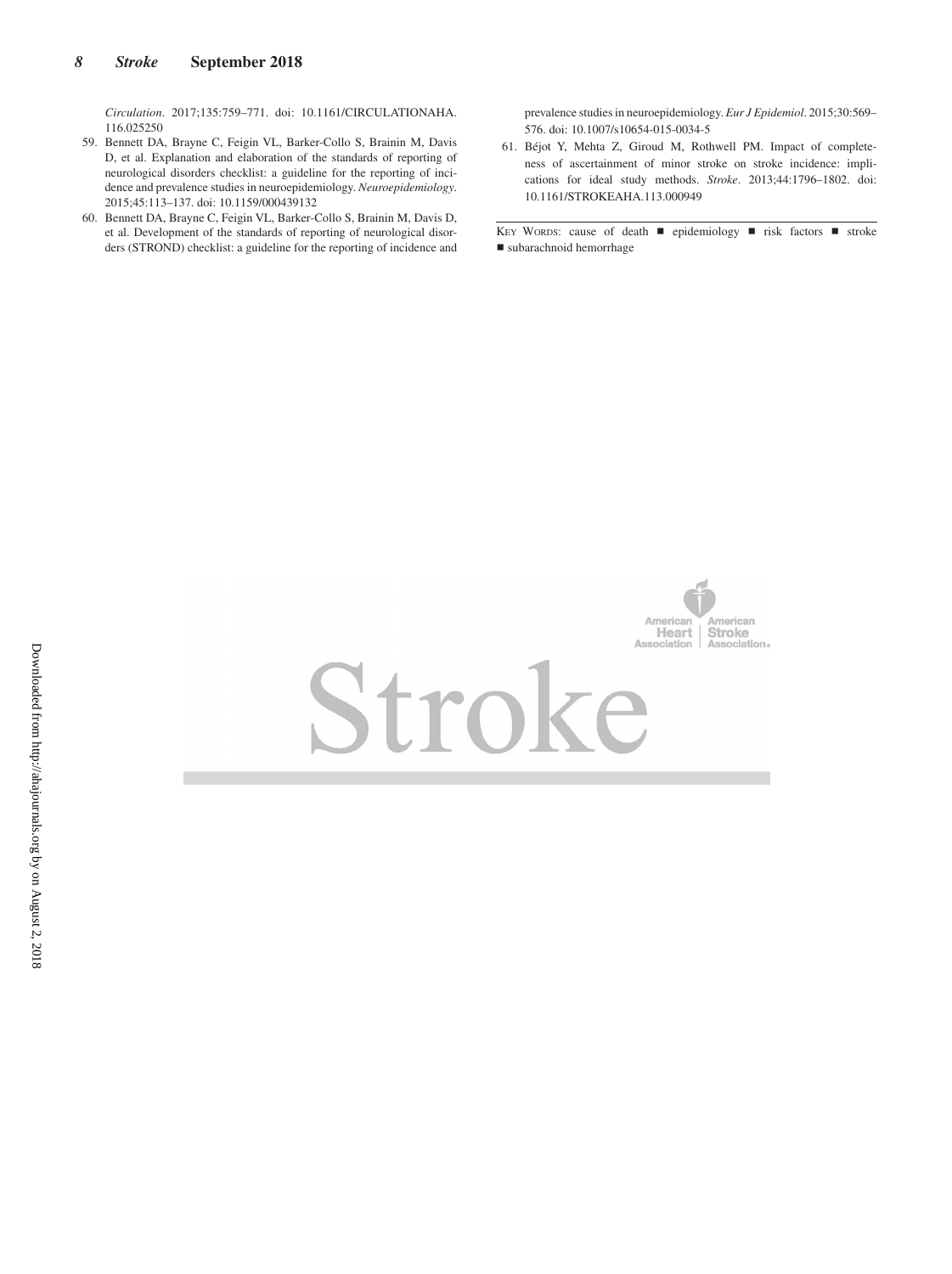*Circulation*. 2017;135:759–771. doi: 10.1161/CIRCULATIONAHA.116.025250

59. Bennett DA, Brayne C, Feigin VL, Barker-Collo S, Brainin M, Davis D, et al. Explanation and elaboration of the standards of reporting of neurological disorders checklist: a guideline for the reporting of incidence and prevalence studies in neuroepidemiology. *Neuroepidemiology*. 2015;45:113–137. doi: 10.1159/000439132
60. Bennett DA, Brayne C, Feigin VL, Barker-Collo S, Brainin M, Davis D, et al. Development of the standards of reporting of neurological disorders (STROND) checklist: a guideline for the reporting of incidence and prevalence studies in neuroepidemiology. *Eur J Epidemiol*. 2015;30:569–576. doi: 10.1007/s10654-015-0034-5
61. Béjot Y, Mehta Z, Giroud M, Rothwell PM. Impact of completeness of ascertainment of minor stroke on stroke incidence: implications for ideal study methods. *Stroke*. 2013;44:1796–1802. doi: 10.1161/STROKEAHA.113.000949

KEY WORDS: cause of death ■ epidemiology ■ risk factors ■ stroke ■ subarachnoid hemorrhage